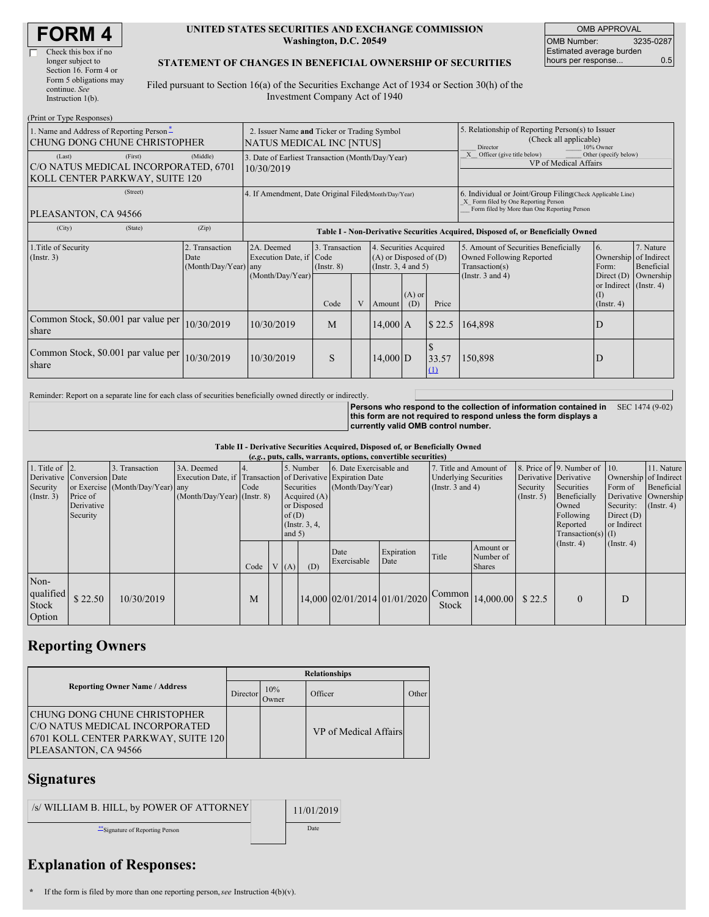# FORM 4

☐ Check this box if no longer subject to Section 16. Form 4 or Form 5 obligations may continue. *See* Instruction 1(b).

**UNITED STATES SECURITIES AND EXCHANGE COMMISSION**
**Washington, D.C. 20549**

**STATEMENT OF CHANGES IN BENEFICIAL OWNERSHIP OF SECURITIES**

Filed pursuant to Section 16(a) of the Securities Exchange Act of 1934 or Section 30(h) of the Investment Company Act of 1940

| OMB APPROVAL | |
|---|---|
| OMB Number: | 3235-0287 |
| Estimated average burden hours per response... | 0.5 |

(Print or Type Responses)

| 1. Name and Address of Reporting Person * | 2. Issuer Name **and** Ticker or Trading Symbol | 5. Relationship of Reporting Person(s) to Issuer (Check all applicable) |
|---|---|---|
| CHUNG DONG CHUNE CHRISTOPHER | NATUS MEDICAL INC [NTUS] | ___ Director ___ 10% Owner _X_ Officer (give title below) ___ Other (specify below) |
| (Last) (First) (Middle) C/O NATUS MEDICAL INCORPORATED, 6701 KOLL CENTER PARKWAY, SUITE 120 | 3. Date of Earliest Transaction (Month/Day/Year) 10/30/2019 | VP of Medical Affairs |
| (Street) PLEASANTON, CA 94566 | 4. If Amendment, Date Original Filed (Month/Day/Year) | 6. Individual or Joint/Group Filing (Check Applicable Line) _X_ Form filed by One Reporting Person ___ Form filed by More than One Reporting Person |
| (City) (State) (Zip) | | |

**Table I - Non-Derivative Securities Acquired, Disposed of, or Beneficially Owned**

| 1.Title of Security (Instr. 3) | 2. Transaction Date (Month/Day/Year) | 2A. Deemed Execution Date, if any (Month/Day/Year) | 3. Transaction Code (Instr. 8) Code | V | 4. Securities Acquired (A) or Disposed of (D) (Instr. 3, 4 and 5) Amount | (A) or (D) | Price | 5. Amount of Securities Beneficially Owned Following Reported Transaction(s) (Instr. 3 and 4) | 6. Ownership Form: Direct (D) or Indirect (I) (Instr. 4) | 7. Nature of Indirect Beneficial Ownership (Instr. 4) |
|---|---|---|---|---|---|---|---|---|---|---|
| Common Stock, $0.001 par value per share | 10/30/2019 | 10/30/2019 | M | | 14,000 | A | $ 22.5 | 164,898 | D | |
| Common Stock, $0.001 par value per share | 10/30/2019 | 10/30/2019 | S | | 14,000 | D | $ 33.57 (1) | 150,898 | D | |

Reminder: Report on a separate line for each class of securities beneficially owned directly or indirectly.

**Persons who respond to the collection of information contained in this form are not required to respond unless the form displays a currently valid OMB control number.** SEC 1474 (9-02)

**Table II - Derivative Securities Acquired, Disposed of, or Beneficially Owned**
***(e.g., puts, calls, warrants, options, convertible securities)***

| 1. Title of Derivative Security (Instr. 3) | 2. Conversion or Exercise Price of Derivative Security | 3. Transaction Date (Month/Day/Year) | 3A. Deemed Execution Date, if any (Month/Day/Year) | 4. Transaction Code (Instr. 8) Code | V | 5. Number of Derivative Securities Acquired (A) or Disposed of (D) (Instr. 3, 4, and 5) (A) | (D) | 6. Date Exercisable and Expiration Date (Month/Day/Year) Date Exercisable | Expiration Date | 7. Title and Amount of Underlying Securities (Instr. 3 and 4) Title | Amount or Number of Shares | 8. Price of Derivative Security (Instr. 5) | 9. Number of Derivative Securities Beneficially Owned Following Reported Transaction(s) (Instr. 4) | 10. Ownership Form of Derivative Security: Direct (D) or Indirect (I) (Instr. 4) | 11. Nature of Indirect Beneficial Ownership (Instr. 4) |
|---|---|---|---|---|---|---|---|---|---|---|---|---|---|---|---|
| Non-qualified Stock Option | $ 22.50 | 10/30/2019 | | M | | | 14,000 | 02/01/2014 | 01/01/2020 | Common Stock | 14,000.00 | $ 22.5 | 0 | D | |

## Reporting Owners

| Reporting Owner Name / Address | Director | 10% Owner | Officer | Other |
|---|---|---|---|---|
| CHUNG DONG CHUNE CHRISTOPHER C/O NATUS MEDICAL INCORPORATED 6701 KOLL CENTER PARKWAY, SUITE 120 PLEASANTON, CA 94566 | | | VP of Medical Affairs | |

## Signatures

| /s/ WILLIAM B. HILL, by POWER OF ATTORNEY | 11/01/2019 |
|---|---|
| **Signature of Reporting Person | Date |

## Explanation of Responses:

\* If the form is filed by more than one reporting person, *see* Instruction 4(b)(v).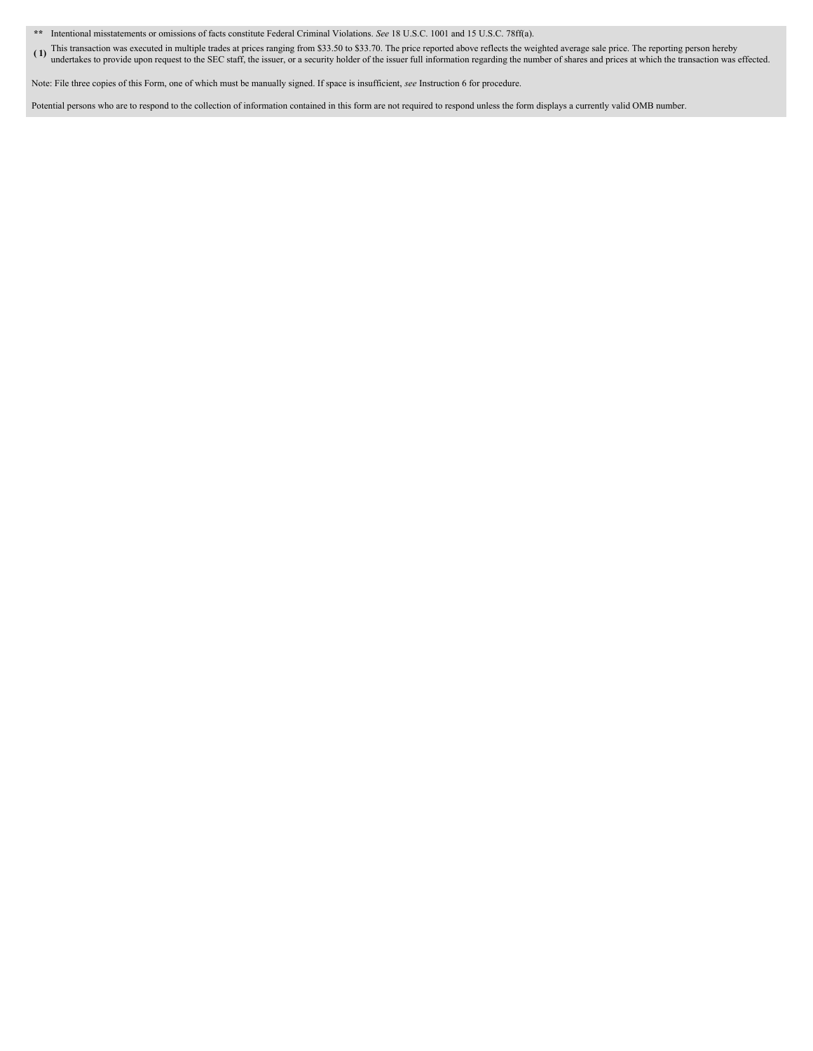** Intentional misstatements or omissions of facts constitute Federal Criminal Violations. *See* 18 U.S.C. 1001 and 15 U.S.C. 78ff(a).

( 1) This transaction was executed in multiple trades at prices ranging from $33.50 to $33.70. The price reported above reflects the weighted average sale price. The reporting person hereby undertakes to provide upon request to the SEC staff, the issuer, or a security holder of the issuer full information regarding the number of shares and prices at which the transaction was effected.

Note: File three copies of this Form, one of which must be manually signed. If space is insufficient, *see* Instruction 6 for procedure.

Potential persons who are to respond to the collection of information contained in this form are not required to respond unless the form displays a currently valid OMB number.